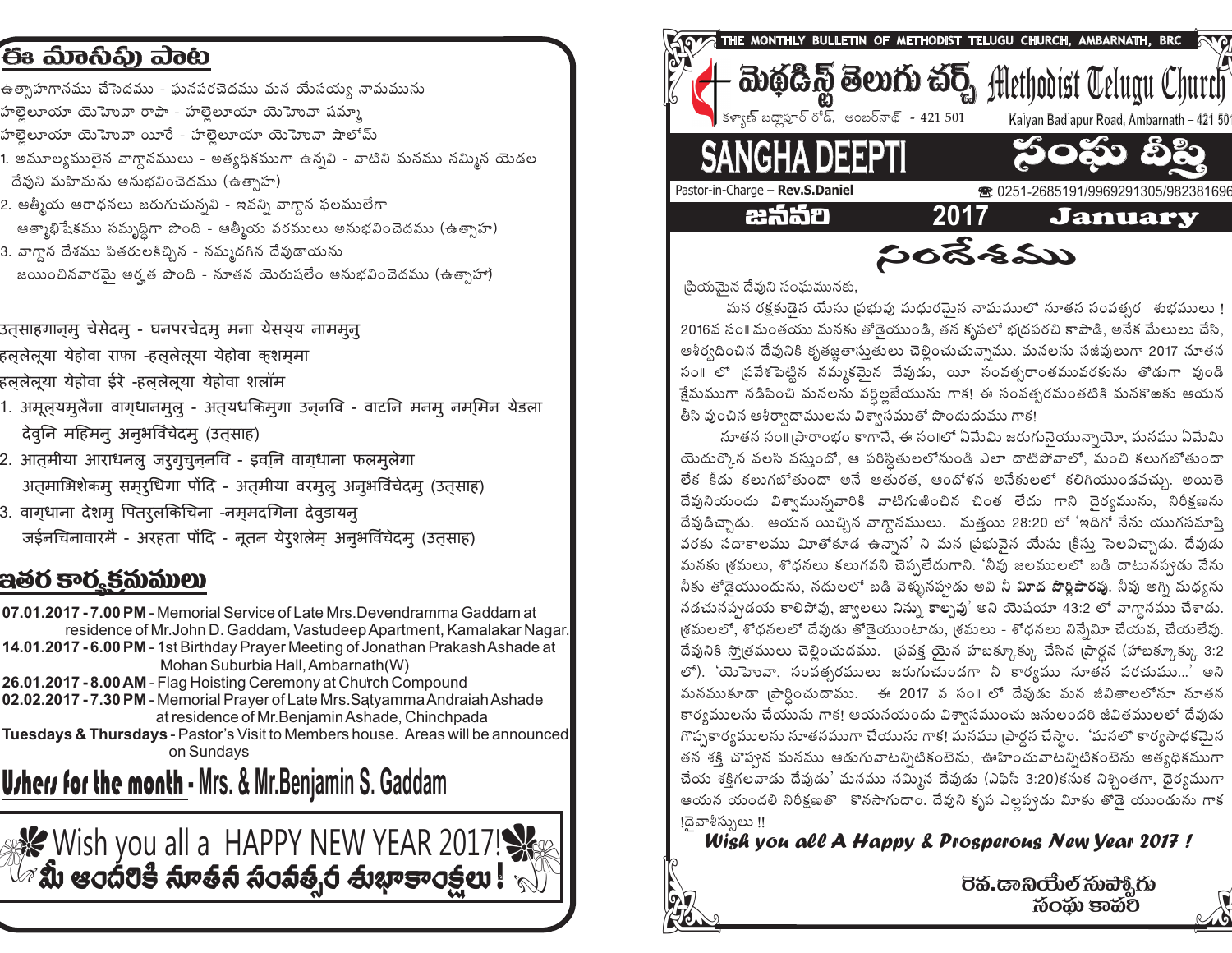## ఈ మాసపు పాట

ఉత్సాహగానము చేసెదము - ఘనపరచెదము మన యేసయ్య నామమును
హల్లెలూయా యెహోవా రాఫా - హల్లెలూయా యెహోవా షమ్మా
హల్లెలూయా యెహోవా యీరే - హల్లెలూయా యెహోవా షాలోమ్

1. అమూల్యములైన వాగ్దానములు - అత్యధికముగా ఉన్నవి - వాటిని మనము నమ్మిన యెడల దేవుని మహిమను అనుభవించెదము (ఉత్సాహ)
2. ఆత్మీయ ఆరాధనలు జరుగుచున్నవి - ఇవన్ని వాగ్దాన ఫలములేగా ఆత్మాభిషేకము సమృద్ధిగా పొంది - ఆత్మీయ వరములు అనుభవించెదము (ఉత్సాహ)
3. వాగ్దాన దేశము పితరులకిచ్చిన - నమ్మదగిన దేవుడాయను జయించినవారమై అర్హత పొంది - నూతన యెరుషలేం అనుభవించెదము (ఉత్సాహ)

उत्साहगान्मु चेसेदमु - घनपरचेदमु मना येसय्य नाममुनु
हल्लेलूया येहोवा राफा -हल्लेलूया येहोवा क्शम्मा
हल्लेलूया येहोवा ईरे -हल्लेलूया येहोवा शलॉम

1. अमूल्यमुलैना वाग्धानमुलु - अत्यधिकमुगा उन्नवि - वाटनि मनमु नम्मिन येडला देवुनि महिमनु अनुभविंचेदमु (उत्साह)
2. आत्मीया आराधनलु जरुगुचुन्नवि - इवनि वाग्धाना फलमुलेगा अत्माभिशेकमु समृधिगा पोंदि - अत्मीया वरमुलु अनुभविंचेदमु (उत्साह)
3. वाग्धाना देशमु पितरुलकिचिना -नम्मदगिना देवुडायनु जईनचिनावारमै - अरहता पोंदि - नूतन येरुशलेम् अनुभविंचेदमु (उत्साह)

## ఇతర కార్యక్రమములు

**07.01.2017 - 7.00 PM** - Memorial Service of Late Mrs.Devendramma Gaddam at residence of Mr.John D. Gaddam, Vastudeep Apartment, Kamalakar Nagar.
**14.01.2017 - 6.00 PM** - 1st Birthday Prayer Meeting of Jonathan Prakash Ashade at Mohan Suburbia Hall, Ambarnath(W)
**26.01.2017 - 8.00 AM** - Flag Hoisting Ceremony at Church Compound
**02.02.2017 - 7.30 PM** - Memorial Prayer of Late Mrs.Satyamma Andraiah Ashade at residence of Mr.Benjamin Ashade, Chinchpada
**Tuesdays & Thursdays** - Pastor's Visit to Members house. Areas will be announced on Sundays

**Ushers for the month - Mrs. & Mr.Benjamin S. Gaddam**

**Wish you all a HAPPY NEW YEAR 2017!**
**మీ అందరికీ నూతన సంవత్సర శుభాకాంక్షలు !**

THE MONTHLY BULLETIN OF METHODIST TELUGU CHURCH, AMBARNATH, BRC

# మెథడిస్ట్ తెలుగు చర్చ్ Methodist Telugu Church

కళ్యాణ్ బద్లాపూర్ రోడ్, అంబర్‌నాథ్ - 421 501 | Kalyan Badlapur Road, Ambarnath – 421 501

# SANGHA DEEPTI సంఘ దీప్తి

Pastor-in-Charge – **Rev.S.Daniel** ☎ 0251-2685191/9969291305/982381696

**జనవరి 2017 January**

## సందేశము

ప్రియమైన దేవుని సంఘమునకు,

మన రక్షకుడైన యేసు ప్రభువు మధురమైన నామములో నూతన సంవత్సర శుభములు ! 2016వ సం॥ మంతయు మనకు తోడైయుండి, తన కృపలో భద్రపరచి కాపాడి, అనేక మేలులు చేసి, ఆశీర్వదించిన దేవునికి కృతజ్ఞతాస్తుతులు చెల్లించుచున్నాము. మనలను సజీవులుగా 2017 నూతన సం॥ లో ప్రవేశపెట్టిన నమ్మకమైన దేవుడు, యీ సంవత్సరాంతమువరకును తోడుగా వుండి క్షేమముగా నడిపించి మనలను వర్ధిల్లజేయును గాక! ఈ సంవత్సరమంతటికి మనకొఱకు ఆయన తీసి వుంచిన ఆశీర్వాదములను విశ్వాసముతో పొందుదుము గాక!

నూతన సం॥ ప్రారాంభం కాగానే, ఈ సం॥లో ఏమేమి జరుగునైయున్నాయో, మనము ఏమేమి యెదుర్కొన వలసి వస్తుందో, ఆ పరిస్థితులలోనుండి ఎలా దాటిపోవాలో, మంచి కలుగబోతుందా లేక కీడు కలుగబోతుందా అనే ఆతురత, ఆందోళన అనేకులలో కలిగియుండవచ్చు. అయితే దేవునియందు విశ్వాసమున్నవారికి వాటిగుఱించిన చింత లేదు గాని ధైర్యమును, నిరీక్షణను దేవుడిచ్చాడు. ఆయన యిచ్చిన వాగ్దానములు. మత్తయి 28:20 లో 'ఇదిగో నేను యుగసమాప్తి వరకు సదాకాలము మీతోకూడ ఉన్నాన' ని మన ప్రభువైన యేసు క్రీస్తు సెలవిచ్చాడు. దేవుడు మనకు శ్రమలు, శోధనలు కలుగవని చెప్పలేదుగాని. 'నీవు జలములలో బడి దాటునప్పుడు నేను నీకు తోడైయుందును, నదులలో బడి వెళ్ళునప్పుడు అవి నీ **మీద పొర్లిపారవు**. నీవు అగ్ని మధ్యను నడచునప్పుడయు కాలిపోవు, జ్వాలలు నిన్ను **కాల్చవు'** అని యెషయా 43:2 లో వాగ్దానము చేశాడు. శ్రమలలో, శోధనలలో దేవుడు తోడైయుంటాడు, శ్రమలు - శోధనలు నిన్నేమీ చేయవ, చేయలేవు. దేవునికి స్తోత్రములు చెల్లించుదము. ప్రవక్త యైన హబక్కూక్కు చేసిన ప్రార్థన (హబక్కూక్కు 3:2 లో). 'యెహోవా, సంవత్సరములు జరుగుచుండగా నీ కార్యము నూతన పరచుము...' అని మనముకూడా ప్రార్థించుదాము. ఈ 2017 వ సం॥ లో దేవుడు మన జీవితాలలోనూ నూతన కార్యములను చేయును గాక! ఆయనయందు విశ్వాసముంచు జనులందరి జీవితములలో దేవుడు గొప్పకార్యములను నూతనముగా చేయును గాక! మనము ప్రార్థన చేస్తాం. 'మనలో కార్యసాధకమైన తన శక్తి చొప్పున మనము అడుగువాటన్నిటికంటెను, ఊహించువాటన్నిటికంటెను అత్యధికముగా చేయ శక్తిగలవాడు దేవుడు' మనము నమ్మిన దేవుడు (ఎఫిసీ 3:20)కనుక నిశ్చింతగా, ధైర్యముగా ఆయన యందలి నిరీక్షణతో కొనసాగుదాం. దేవుని కృప ఎల్లప్పుడు మీకు తోడై యుండును గాక !దైవాశీస్సులు !!

***Wish you all A Happy & Prosperous New Year 2017 !***

రెవ.డానియేల్ సువ్వోగు
సంఘ కాపరి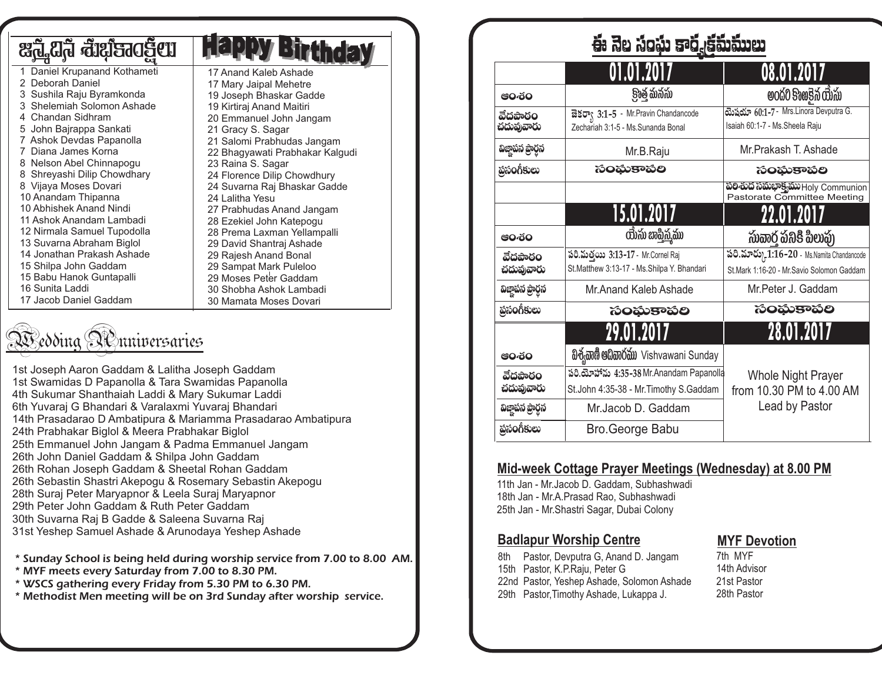## జన్మదిన శుభాకాంక్షలు / Happy Birthday

| | |
|---|---|
| 1 Daniel Krupanand Kothameti | 17 Anand Kaleb Ashade |
| 2 Deborah Daniel | 17 Mary Jaipal Mehetre |
| 3 Sushila Raju Byramkonda | 19 Joseph Bhaskar Gadde |
| 3 Shelemiah Solomon Ashade | 19 Kirtiraj Anand Maitiri |
| 4 Chandan Sidhram | 20 Emmanuel John Jangam |
| 5 John Bajrappa Sankati | 21 Gracy S. Sagar |
| 7 Ashok Devdas Papanolla | 21 Salomi Prabhudas Jangam |
| 7 Diana James Korna | 22 Bhagyawati Prabhakar Kalgudi |
| 8 Nelson Abel Chinnapogu | 23 Raina S. Sagar |
| 8 Shreyashi Dilip Chowdhary | 24 Florence Dilip Chowdhury |
| 8 Vijaya Moses Dovari | 24 Suvarna Raj Bhaskar Gadde |
| 10 Anandam Thipanna | 24 Lalitha Yesu |
| 10 Abhishek Anand Nindi | 27 Prabhudas Anand Jangam |
| 11 Ashok Anandam Lambadi | 28 Ezekiel John Katepogu |
| 12 Nirmala Samuel Tupodolla | 28 Prema Laxman Yellampalli |
| 13 Suvarna Abraham Biglol | 29 David Shantraj Ashade |
| 14 Jonathan Prakash Ashade | 29 Rajesh Anand Bonal |
| 15 Shilpa John Gaddam | 29 Sampat Mark Puleloo |
| 15 Babu Hanok Guntapalli | 29 Moses Peter Gaddam |
| 16 Sunita Laddi | 30 Shobha Ashok Lambadi |
| 17 Jacob Daniel Gaddam | 30 Mamata Moses Dovari |

## Wedding Anniversaries

1st Joseph Aaron Gaddam & Lalitha Joseph Gaddam
1st Swamidas D Papanolla & Tara Swamidas Papanolla
4th Sukumar Shanthaiah Laddi & Mary Sukumar Laddi
6th Yuvaraj G Bhandari & Varalaxmi Yuvaraj Bhandari
14th Prasadarao D Ambatipura & Mariamma Prasadarao Ambatipura
24th Prabhakar Biglol & Meera Prabhakar Biglol
25th Emmanuel John Jangam & Padma Emmanuel Jangam
26th John Daniel Gaddam & Shilpa John Gaddam
26th Rohan Joseph Gaddam & Sheetal Rohan Gaddam
26th Sebastin Shastri Akepogu & Rosemary Sebastin Akepogu
28th Suraj Peter Maryapnor & Leela Suraj Maryapnor
29th Peter John Gaddam & Ruth Peter Gaddam
30th Suvarna Raj B Gadde & Saleena Suvarna Raj
31st Yeshep Samuel Ashade & Arunodaya Yeshep Ashade

* Sunday School is being held during worship service from 7.00 to 8.00 AM.
* MYF meets every Saturday from 7.00 to 8.30 PM.
* WSCS gathering every Friday from 5.30 PM to 6.30 PM.
* Methodist Men meeting will be on 3rd Sunday after worship service.

## ఈ నెల సంఘ కార్యక్రమములు

| | 01.01.2017 | 08.01.2017 |
|---|---|---|
| అంశం | క్రొత్త మనసు | అందరి కొఱకైన యేసు |
| వేదపాఠం చదువువారు | జెకర్యా 3:1-5 - Mr.Pravin Chandancode<br>Zechariah 3:1-5 - Ms.Sunanda Bonal | యెషయా 60:1-7 - Mrs.Linora Devputra G.<br>Isaiah 60:1-7 - Ms.Sheela Raju |
| విజ్ఞాపన ప్రార్థన | Mr.B.Raju | Mr.Prakash T. Ashade |
| ప్రసంగీకులు | సంఘకాపరి | సంఘకాపరి |
| | | పరిశుద్ధ సమభాక్త్యము Holy Communion<br>Pastorate Committee Meeting |
| | **15.01.2017** | **22.01.2017** |
| అంశం | యేసు బాప్తిస్మము | సువార్త పనికి పిలుపు |
| వేదపాఠం చదువువారు | పరి.మత్తయి 3:13-17 - Mr.Cornel Raj<br>St.Matthew 3:13-17 - Ms.Shilpa Y. Bhandari | పరి.మార్కు 1:16-20 - Ms.Namita Chandancode<br>St.Mark 1:16-20 - Mr.Savio Solomon Gaddam |
| విజ్ఞాపన ప్రార్థన | Mr.Anand Kaleb Ashade | Mr.Peter J. Gaddam |
| ప్రసంగీకులు | సంఘకాపరి | సంఘకాపరి |
| | **29.01.2017** | **28.01.2017** |
| అంశం | విశ్వవాణి ఆదివారము Vishvawani Sunday | Whole Night Prayer from 10.30 PM to 4.00 AM Lead by Pastor |
| వేదపాఠం చదువువారు | పరి.యోహాను 4:35-38 Mr.Anandam Papanolla<br>St.John 4:35-38 - Mr.Timothy S.Gaddam | |
| విజ్ఞాపన ప్రార్థన | Mr.Jacob D. Gaddam | |
| ప్రసంగీకులు | Bro.George Babu | |

### Mid-week Cottage Prayer Meetings (Wednesday) at 8.00 PM

11th Jan - Mr.Jacob D. Gaddam, Subhashwadi
18th Jan - Mr.A.Prasad Rao, Subhashwadi
25th Jan - Mr.Shastri Sagar, Dubai Colony

### Badlapur Worship Centre

8th Pastor, Devputra G, Anand D. Jangam
15th Pastor, K.P.Raju, Peter G
22nd Pastor, Yeshep Ashade, Solomon Ashade
29th Pastor,Timothy Ashade, Lukappa J.

### MYF Devotion

7th MYF
14th Advisor
21st Pastor
28th Pastor